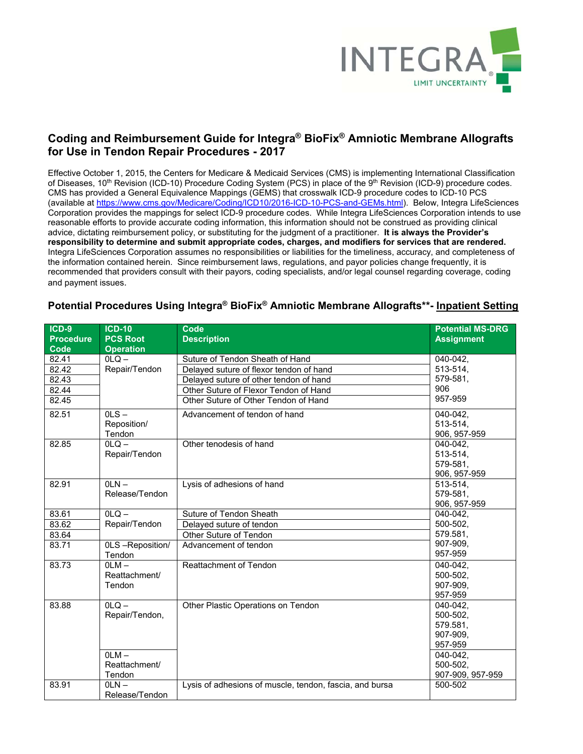# Coding and Reimbursement Guide for Integra® BioFix® Amniotic Membrane Allografts for Use in Tendon Repair Procedures - 2017

Effective October 1, 2015, the Centers for Medicare & Medicaid Services (CMS) is implementing International Classification of Diseases, 10th Revision (ICD-10) Procedure Coding System (PCS) in place of the 9th Revision (ICD-9) procedure codes. CMS has provided a General Equivalence Mappings (GEMS) that crosswalk ICD-9 procedure codes to ICD-10 PCS (available at https://www.cms.gov/Medicare/Coding/ICD10/2016-ICD-10-PCS-and-GEMs.html). Below, Integra LifeSciences Corporation provides the mappings for select ICD-9 procedure codes. While Integra LifeSciences Corporation intends to use reasonable efforts to provide accurate coding information, this information should not be construed as providing clinical advice, dictating reimbursement policy, or substituting for the judgment of a practitioner. **It is always the Provider's responsibility to determine and submit appropriate codes, charges, and modifiers for services that are rendered.** Integra LifeSciences Corporation assumes no responsibilities or liabilities for the timeliness, accuracy, and completeness of the information contained herein. Since reimbursement laws, regulations, and payor policies change frequently, it is recommended that providers consult with their payors, coding specialists, and/or legal counsel regarding coverage, coding and payment issues.

## Potential Procedures Using Integra® BioFix® Amniotic Membrane Allografts**- Inpatient Setting

| ICD-9 Procedure Code | ICD-10 PCS Root Operation | Code Description | Potential MS-DRG Assignment |
|---|---|---|---|
| 82.41 | 0LQ – Repair/Tendon | Suture of Tendon Sheath of Hand | 040-042, 513-514, 579-581, 906 957-959 |
| 82.42 | | Delayed suture of flexor tendon of hand | |
| 82.43 | | Delayed suture of other tendon of hand | |
| 82.44 | | Other Suture of Flexor Tendon of Hand | |
| 82.45 | | Other Suture of Other Tendon of Hand | |
| 82.51 | 0LS – Reposition/ Tendon | Advancement of tendon of hand | 040-042, 513-514, 906, 957-959 |
| 82.85 | 0LQ – Repair/Tendon | Other tenodesis of hand | 040-042, 513-514, 579-581, 906, 957-959 |
| 82.91 | 0LN – Release/Tendon | Lysis of adhesions of hand | 513-514, 579-581, 906, 957-959 |
| 83.61 | 0LQ – Repair/Tendon | Suture of Tendon Sheath | 040-042, 500-502, 579.581, 907-909, 957-959 |
| 83.62 | | Delayed suture of tendon | |
| 83.64 | | Other Suture of Tendon | |
| 83.71 | 0LS –Reposition/ Tendon | Advancement of tendon | |
| 83.73 | 0LM – Reattachment/ Tendon | Reattachment of Tendon | 040-042, 500-502, 907-909, 957-959 |
| 83.88 | 0LQ – Repair/Tendon, | Other Plastic Operations on Tendon | 040-042, 500-502, 579.581, 907-909, 957-959 |
| | 0LM – Reattachment/ Tendon | | 040-042, 500-502, 907-909, 957-959 |
| 83.91 | 0LN – Release/Tendon | Lysis of adhesions of muscle, tendon, fascia, and bursa | 500-502 |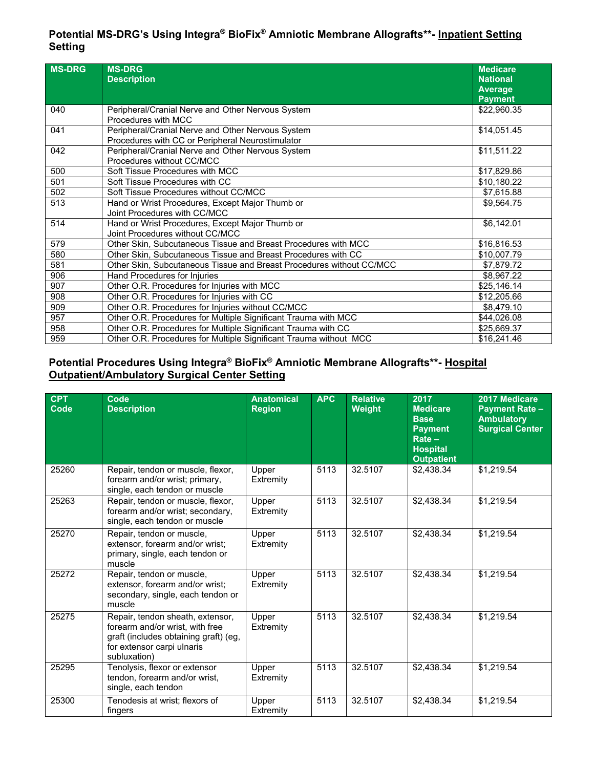## Potential MS-DRG's Using Integra® BioFix® Amniotic Membrane Allografts**- Inpatient Setting

| MS-DRG | MS-DRG Description | Medicare National Average Payment |
|---|---|---|
| 040 | Peripheral/Cranial Nerve and Other Nervous System Procedures with MCC | $22,960.35 |
| 041 | Peripheral/Cranial Nerve and Other Nervous System Procedures with CC or Peripheral Neurostimulator | $14,051.45 |
| 042 | Peripheral/Cranial Nerve and Other Nervous System Procedures without CC/MCC | $11,511.22 |
| 500 | Soft Tissue Procedures with MCC | $17,829.86 |
| 501 | Soft Tissue Procedures with CC | $10,180.22 |
| 502 | Soft Tissue Procedures without CC/MCC | $7,615.88 |
| 513 | Hand or Wrist Procedures, Except Major Thumb or Joint Procedures with CC/MCC | $9,564.75 |
| 514 | Hand or Wrist Procedures, Except Major Thumb or Joint Procedures without CC/MCC | $6,142.01 |
| 579 | Other Skin, Subcutaneous Tissue and Breast Procedures with MCC | $16,816.53 |
| 580 | Other Skin, Subcutaneous Tissue and Breast Procedures with CC | $10,007.79 |
| 581 | Other Skin, Subcutaneous Tissue and Breast Procedures without CC/MCC | $7,879.72 |
| 906 | Hand Procedures for Injuries | $8,967.22 |
| 907 | Other O.R. Procedures for Injuries with MCC | $25,146.14 |
| 908 | Other O.R. Procedures for Injuries with CC | $12,205.66 |
| 909 | Other O.R. Procedures for Injuries without CC/MCC | $8,479.10 |
| 957 | Other O.R. Procedures for Multiple Significant Trauma with MCC | $44,026.08 |
| 958 | Other O.R. Procedures for Multiple Significant Trauma with CC | $25,669.37 |
| 959 | Other O.R. Procedures for Multiple Significant Trauma without MCC | $16,241.46 |

## Potential Procedures Using Integra® BioFix® Amniotic Membrane Allografts**- Hospital Outpatient/Ambulatory Surgical Center Setting

| CPT Code | Code Description | Anatomical Region | APC | Relative Weight | 2017 Medicare Base Payment Rate – Hospital Outpatient | 2017 Medicare Payment Rate – Ambulatory Surgical Center |
|---|---|---|---|---|---|---|
| 25260 | Repair, tendon or muscle, flexor, forearm and/or wrist; primary, single, each tendon or muscle | Upper Extremity | 5113 | 32.5107 | $2,438.34 | $1,219.54 |
| 25263 | Repair, tendon or muscle, flexor, forearm and/or wrist; secondary, single, each tendon or muscle | Upper Extremity | 5113 | 32.5107 | $2,438.34 | $1,219.54 |
| 25270 | Repair, tendon or muscle, extensor, forearm and/or wrist; primary, single, each tendon or muscle | Upper Extremity | 5113 | 32.5107 | $2,438.34 | $1,219.54 |
| 25272 | Repair, tendon or muscle, extensor, forearm and/or wrist; secondary, single, each tendon or muscle | Upper Extremity | 5113 | 32.5107 | $2,438.34 | $1,219.54 |
| 25275 | Repair, tendon sheath, extensor, forearm and/or wrist, with free graft (includes obtaining graft) (eg, for extensor carpi ulnaris subluxation) | Upper Extremity | 5113 | 32.5107 | $2,438.34 | $1,219.54 |
| 25295 | Tenolysis, flexor or extensor tendon, forearm and/or wrist, single, each tendon | Upper Extremity | 5113 | 32.5107 | $2,438.34 | $1,219.54 |
| 25300 | Tenodesis at wrist; flexors of fingers | Upper Extremity | 5113 | 32.5107 | $2,438.34 | $1,219.54 |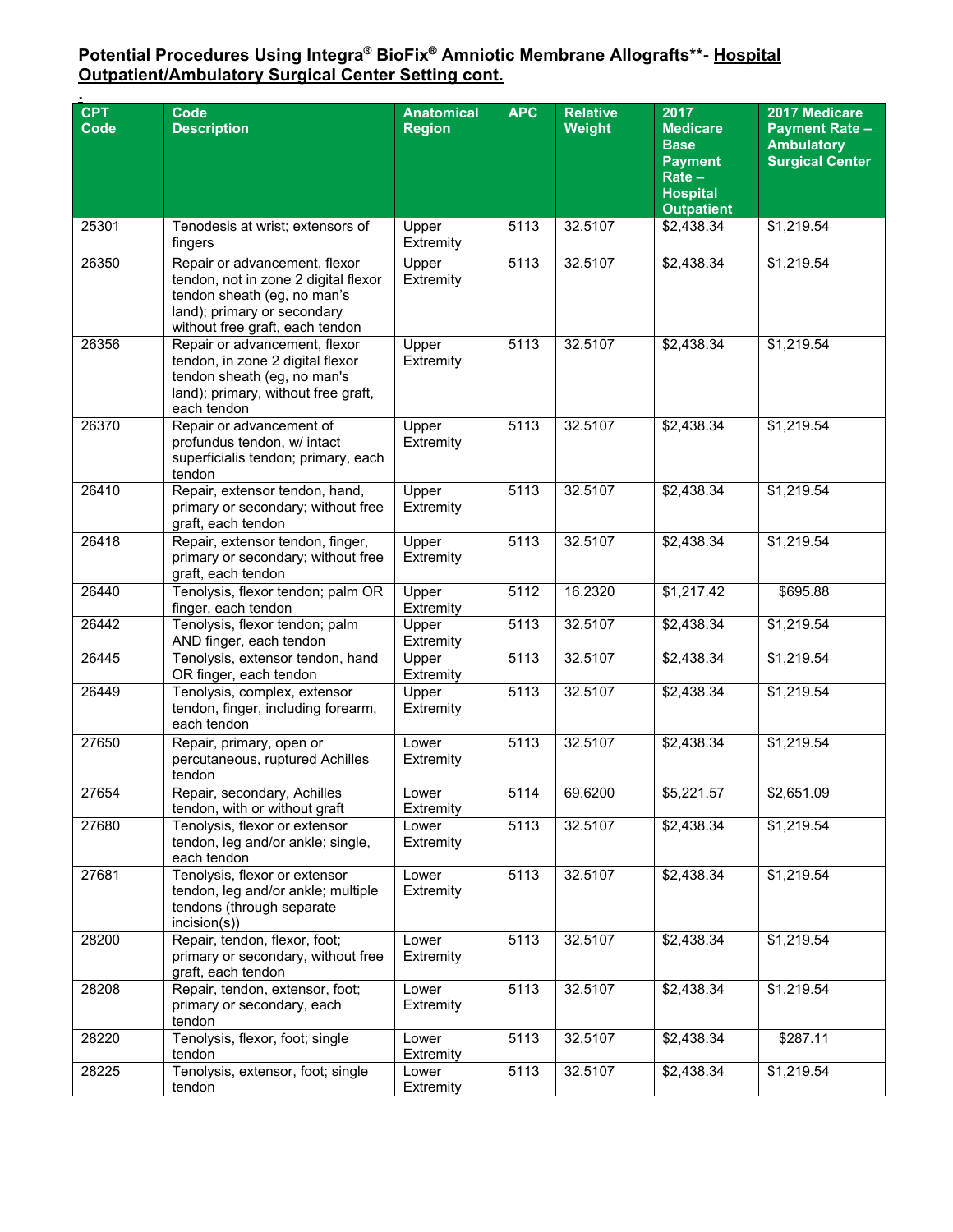# Potential Procedures Using Integra® BioFix® Amniotic Membrane Allografts**- <u>Hospital Outpatient/Ambulatory Surgical Center Setting cont.</u>

| CPT Code | Code Description | Anatomical Region | APC | Relative Weight | 2017 Medicare Base Payment Rate – Hospital Outpatient | 2017 Medicare Payment Rate – Ambulatory Surgical Center |
|---|---|---|---|---|---|---|
| 25301 | Tenodesis at wrist; extensors of fingers | Upper Extremity | 5113 | 32.5107 | $2,438.34 | $1,219.54 |
| 26350 | Repair or advancement, flexor tendon, not in zone 2 digital flexor tendon sheath (eg, no man's land); primary or secondary without free graft, each tendon | Upper Extremity | 5113 | 32.5107 | $2,438.34 | $1,219.54 |
| 26356 | Repair or advancement, flexor tendon, in zone 2 digital flexor tendon sheath (eg, no man's land); primary, without free graft, each tendon | Upper Extremity | 5113 | 32.5107 | $2,438.34 | $1,219.54 |
| 26370 | Repair or advancement of profundus tendon, w/ intact superficialis tendon; primary, each tendon | Upper Extremity | 5113 | 32.5107 | $2,438.34 | $1,219.54 |
| 26410 | Repair, extensor tendon, hand, primary or secondary; without free graft, each tendon | Upper Extremity | 5113 | 32.5107 | $2,438.34 | $1,219.54 |
| 26418 | Repair, extensor tendon, finger, primary or secondary; without free graft, each tendon | Upper Extremity | 5113 | 32.5107 | $2,438.34 | $1,219.54 |
| 26440 | Tenolysis, flexor tendon; palm OR finger, each tendon | Upper Extremity | 5112 | 16.2320 | $1,217.42 | $695.88 |
| 26442 | Tenolysis, flexor tendon; palm AND finger, each tendon | Upper Extremity | 5113 | 32.5107 | $2,438.34 | $1,219.54 |
| 26445 | Tenolysis, extensor tendon, hand OR finger, each tendon | Upper Extremity | 5113 | 32.5107 | $2,438.34 | $1,219.54 |
| 26449 | Tenolysis, complex, extensor tendon, finger, including forearm, each tendon | Upper Extremity | 5113 | 32.5107 | $2,438.34 | $1,219.54 |
| 27650 | Repair, primary, open or percutaneous, ruptured Achilles tendon | Lower Extremity | 5113 | 32.5107 | $2,438.34 | $1,219.54 |
| 27654 | Repair, secondary, Achilles tendon, with or without graft | Lower Extremity | 5114 | 69.6200 | $5,221.57 | $2,651.09 |
| 27680 | Tenolysis, flexor or extensor tendon, leg and/or ankle; single, each tendon | Lower Extremity | 5113 | 32.5107 | $2,438.34 | $1,219.54 |
| 27681 | Tenolysis, flexor or extensor tendon, leg and/or ankle; multiple tendons (through separate incision(s)) | Lower Extremity | 5113 | 32.5107 | $2,438.34 | $1,219.54 |
| 28200 | Repair, tendon, flexor, foot; primary or secondary, without free graft, each tendon | Lower Extremity | 5113 | 32.5107 | $2,438.34 | $1,219.54 |
| 28208 | Repair, tendon, extensor, foot; primary or secondary, each tendon | Lower Extremity | 5113 | 32.5107 | $2,438.34 | $1,219.54 |
| 28220 | Tenolysis, flexor, foot; single tendon | Lower Extremity | 5113 | 32.5107 | $2,438.34 | $287.11 |
| 28225 | Tenolysis, extensor, foot; single tendon | Lower Extremity | 5113 | 32.5107 | $2,438.34 | $1,219.54 |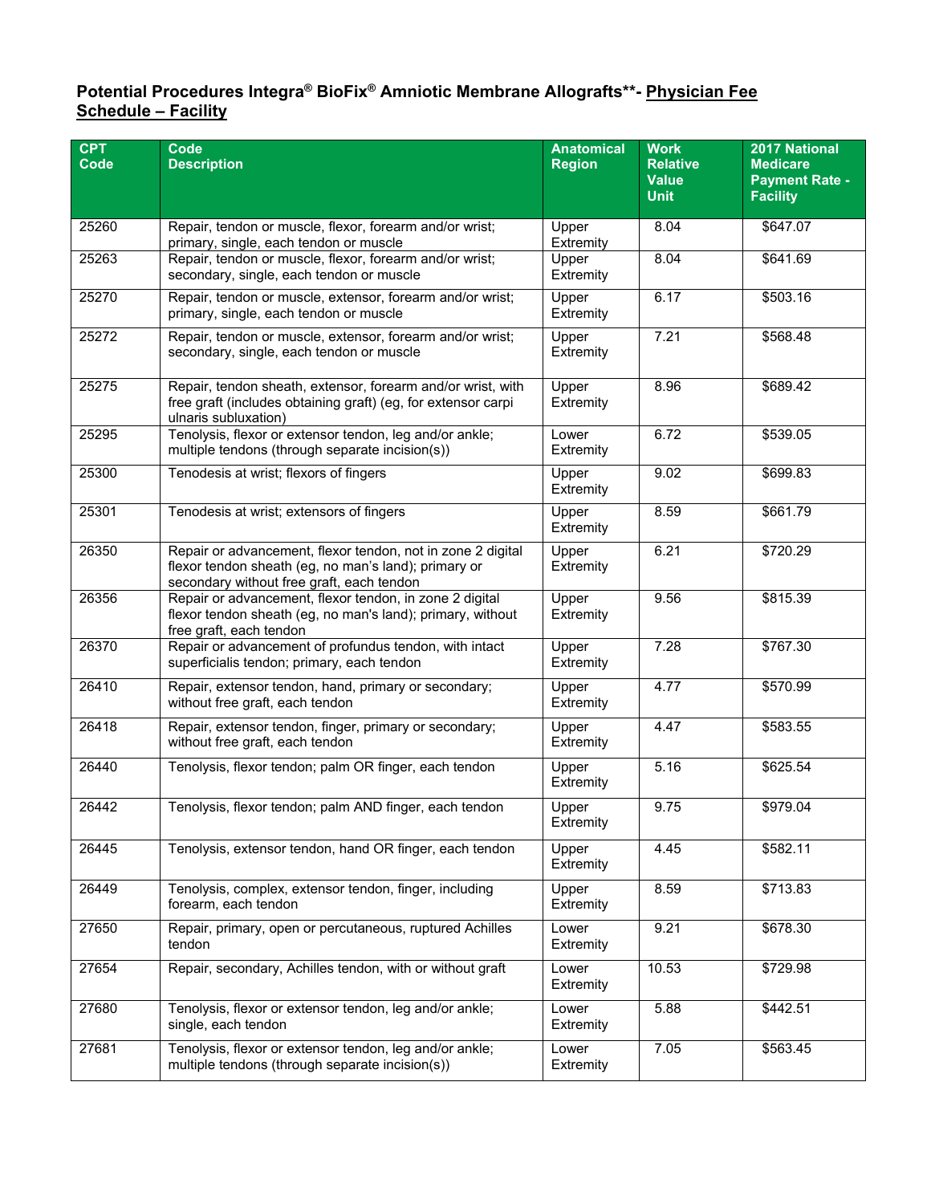## Potential Procedures Integra® BioFix® Amniotic Membrane Allografts**- Physician Fee Schedule – Facility

| CPT Code | Code Description | Anatomical Region | Work Relative Value Unit | 2017 National Medicare Payment Rate - Facility |
|---|---|---|---|---|
| 25260 | Repair, tendon or muscle, flexor, forearm and/or wrist; primary, single, each tendon or muscle | Upper Extremity | 8.04 | $647.07 |
| 25263 | Repair, tendon or muscle, flexor, forearm and/or wrist; secondary, single, each tendon or muscle | Upper Extremity | 8.04 | $641.69 |
| 25270 | Repair, tendon or muscle, extensor, forearm and/or wrist; primary, single, each tendon or muscle | Upper Extremity | 6.17 | $503.16 |
| 25272 | Repair, tendon or muscle, extensor, forearm and/or wrist; secondary, single, each tendon or muscle | Upper Extremity | 7.21 | $568.48 |
| 25275 | Repair, tendon sheath, extensor, forearm and/or wrist, with free graft (includes obtaining graft) (eg, for extensor carpi ulnaris subluxation) | Upper Extremity | 8.96 | $689.42 |
| 25295 | Tenolysis, flexor or extensor tendon, leg and/or ankle; multiple tendons (through separate incision(s)) | Lower Extremity | 6.72 | $539.05 |
| 25300 | Tenodesis at wrist; flexors of fingers | Upper Extremity | 9.02 | $699.83 |
| 25301 | Tenodesis at wrist; extensors of fingers | Upper Extremity | 8.59 | $661.79 |
| 26350 | Repair or advancement, flexor tendon, not in zone 2 digital flexor tendon sheath (eg, no man's land); primary or secondary without free graft, each tendon | Upper Extremity | 6.21 | $720.29 |
| 26356 | Repair or advancement, flexor tendon, in zone 2 digital flexor tendon sheath (eg, no man's land); primary, without free graft, each tendon | Upper Extremity | 9.56 | $815.39 |
| 26370 | Repair or advancement of profundus tendon, with intact superficialis tendon; primary, each tendon | Upper Extremity | 7.28 | $767.30 |
| 26410 | Repair, extensor tendon, hand, primary or secondary; without free graft, each tendon | Upper Extremity | 4.77 | $570.99 |
| 26418 | Repair, extensor tendon, finger, primary or secondary; without free graft, each tendon | Upper Extremity | 4.47 | $583.55 |
| 26440 | Tenolysis, flexor tendon; palm OR finger, each tendon | Upper Extremity | 5.16 | $625.54 |
| 26442 | Tenolysis, flexor tendon; palm AND finger, each tendon | Upper Extremity | 9.75 | $979.04 |
| 26445 | Tenolysis, extensor tendon, hand OR finger, each tendon | Upper Extremity | 4.45 | $582.11 |
| 26449 | Tenolysis, complex, extensor tendon, finger, including forearm, each tendon | Upper Extremity | 8.59 | $713.83 |
| 27650 | Repair, primary, open or percutaneous, ruptured Achilles tendon | Lower Extremity | 9.21 | $678.30 |
| 27654 | Repair, secondary, Achilles tendon, with or without graft | Lower Extremity | 10.53 | $729.98 |
| 27680 | Tenolysis, flexor or extensor tendon, leg and/or ankle; single, each tendon | Lower Extremity | 5.88 | $442.51 |
| 27681 | Tenolysis, flexor or extensor tendon, leg and/or ankle; multiple tendons (through separate incision(s)) | Lower Extremity | 7.05 | $563.45 |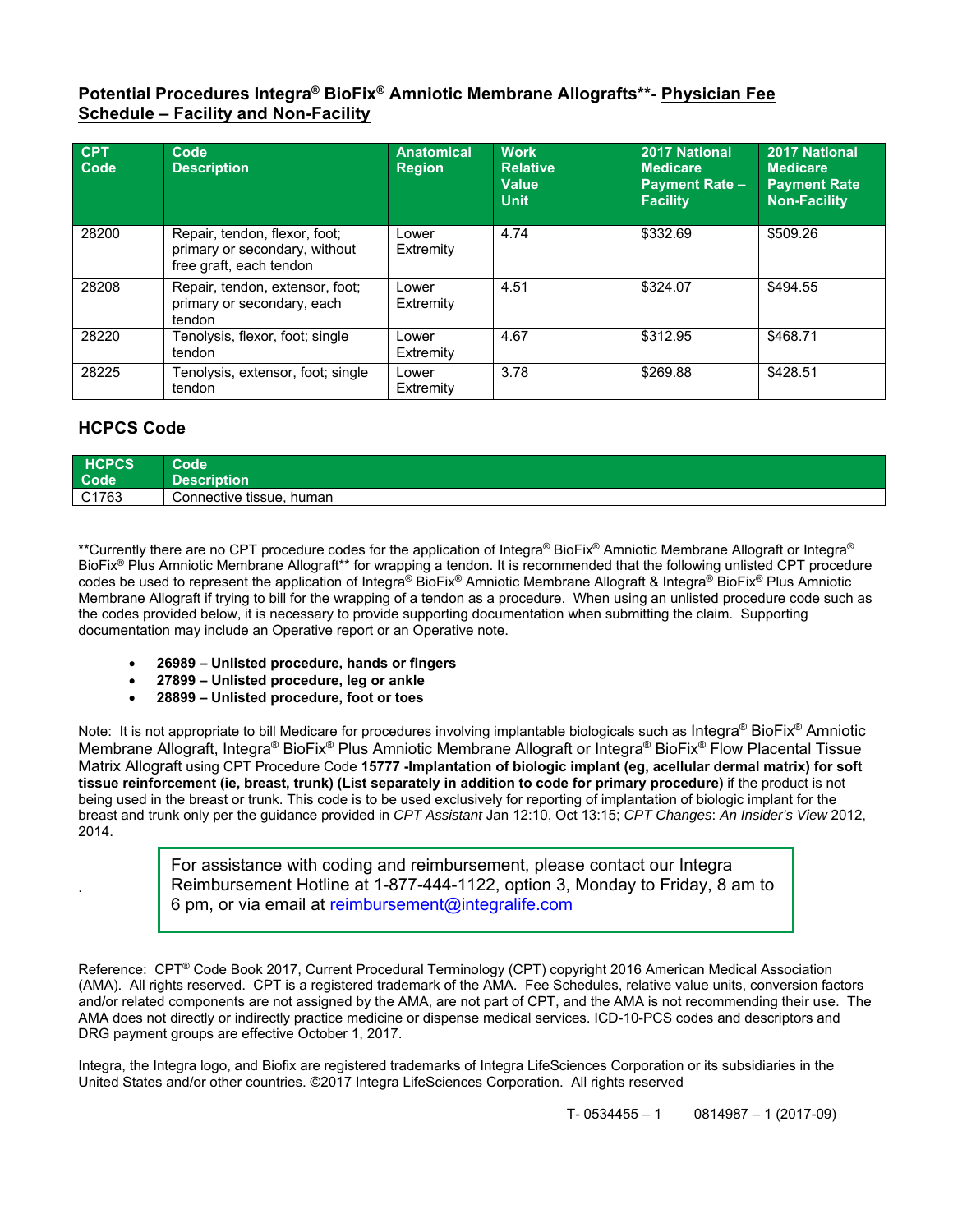## Potential Procedures Integra® BioFix® Amniotic Membrane Allografts**- Physician Fee Schedule – Facility and Non-Facility

| CPT Code | Code Description | Anatomical Region | Work Relative Value Unit | 2017 National Medicare Payment Rate – Facility | 2017 National Medicare Payment Rate Non-Facility |
|---|---|---|---|---|---|
| 28200 | Repair, tendon, flexor, foot; primary or secondary, without free graft, each tendon | Lower Extremity | 4.74 | $332.69 | $509.26 |
| 28208 | Repair, tendon, extensor, foot; primary or secondary, each tendon | Lower Extremity | 4.51 | $324.07 | $494.55 |
| 28220 | Tenolysis, flexor, foot; single tendon | Lower Extremity | 4.67 | $312.95 | $468.71 |
| 28225 | Tenolysis, extensor, foot; single tendon | Lower Extremity | 3.78 | $269.88 | $428.51 |

### HCPCS Code

| HCPCS Code | Code Description |
|---|---|
| C1763 | Connective tissue, human |

**Currently there are no CPT procedure codes for the application of Integra® BioFix® Amniotic Membrane Allograft or Integra® BioFix® Plus Amniotic Membrane Allograft** for wrapping a tendon. It is recommended that the following unlisted CPT procedure codes be used to represent the application of Integra® BioFix® Amniotic Membrane Allograft & Integra® BioFix® Plus Amniotic Membrane Allograft if trying to bill for the wrapping of a tendon as a procedure. When using an unlisted procedure code such as the codes provided below, it is necessary to provide supporting documentation when submitting the claim. Supporting documentation may include an Operative report or an Operative note.

- **26989 – Unlisted procedure, hands or fingers**
- **27899 – Unlisted procedure, leg or ankle**
- **28899 – Unlisted procedure, foot or toes**

Note: It is not appropriate to bill Medicare for procedures involving implantable biologicals such as Integra® BioFix® Amniotic Membrane Allograft, Integra® BioFix® Plus Amniotic Membrane Allograft or Integra® BioFix® Flow Placental Tissue Matrix Allograft using CPT Procedure Code **15777 -Implantation of biologic implant (eg, acellular dermal matrix) for soft tissue reinforcement (ie, breast, trunk) (List separately in addition to code for primary procedure)** if the product is not being used in the breast or trunk. This code is to be used exclusively for reporting of implantation of biologic implant for the breast and trunk only per the guidance provided in *CPT Assistant* Jan 12:10, Oct 13:15; *CPT Changes*: *An Insider's View* 2012, 2014.

For assistance with coding and reimbursement, please contact our Integra Reimbursement Hotline at 1-877-444-1122, option 3, Monday to Friday, 8 am to 6 pm, or via email at reimbursement@integralife.com

Reference: CPT® Code Book 2017, Current Procedural Terminology (CPT) copyright 2016 American Medical Association (AMA). All rights reserved. CPT is a registered trademark of the AMA. Fee Schedules, relative value units, conversion factors and/or related components are not assigned by the AMA, are not part of CPT, and the AMA is not recommending their use. The AMA does not directly or indirectly practice medicine or dispense medical services. ICD-10-PCS codes and descriptors and DRG payment groups are effective October 1, 2017.

Integra, the Integra logo, and Biofix are registered trademarks of Integra LifeSciences Corporation or its subsidiaries in the United States and/or other countries. ©2017 Integra LifeSciences Corporation. All rights reserved

T- 0534455 – 1 0814987 – 1 (2017-09)